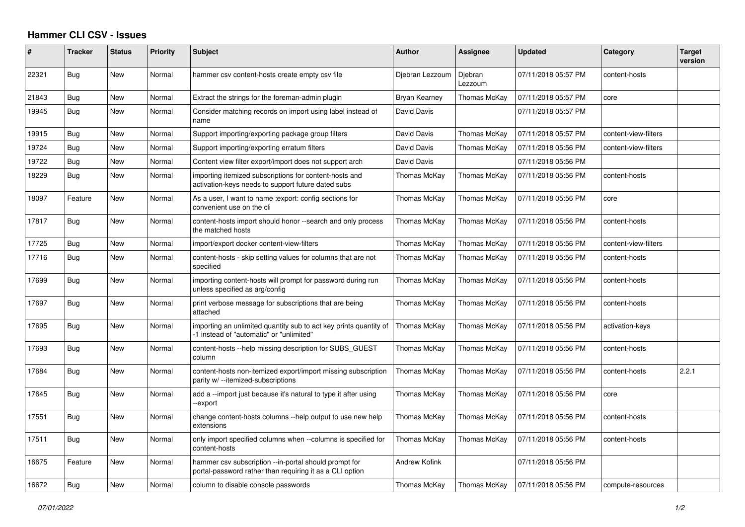## Hammer CLI CSV - Issues

| # | Tracker | Status | Priority | Subject | Author | Assignee | Updated | Category | Target version |
|---|---|---|---|---|---|---|---|---|---|
| 22321 | Bug | New | Normal | hammer csv content-hosts create empty csv file | Djebran Lezzoum | Djebran Lezzoum | 07/11/2018 05:57 PM | content-hosts | |
| 21843 | Bug | New | Normal | Extract the strings for the foreman-admin plugin | Bryan Kearney | Thomas McKay | 07/11/2018 05:57 PM | core | |
| 19945 | Bug | New | Normal | Consider matching records on import using label instead of name | David Davis | | 07/11/2018 05:57 PM | | |
| 19915 | Bug | New | Normal | Support importing/exporting package group filters | David Davis | Thomas McKay | 07/11/2018 05:57 PM | content-view-filters | |
| 19724 | Bug | New | Normal | Support importing/exporting erratum filters | David Davis | Thomas McKay | 07/11/2018 05:56 PM | content-view-filters | |
| 19722 | Bug | New | Normal | Content view filter export/import does not support arch | David Davis | | 07/11/2018 05:56 PM | | |
| 18229 | Bug | New | Normal | importing itemized subscriptions for content-hosts and activation-keys needs to support future dated subs | Thomas McKay | Thomas McKay | 07/11/2018 05:56 PM | content-hosts | |
| 18097 | Feature | New | Normal | As a user, I want to name :export: config sections for convenient use on the cli | Thomas McKay | Thomas McKay | 07/11/2018 05:56 PM | core | |
| 17817 | Bug | New | Normal | content-hosts import should honor --search and only process the matched hosts | Thomas McKay | Thomas McKay | 07/11/2018 05:56 PM | content-hosts | |
| 17725 | Bug | New | Normal | import/export docker content-view-filters | Thomas McKay | Thomas McKay | 07/11/2018 05:56 PM | content-view-filters | |
| 17716 | Bug | New | Normal | content-hosts - skip setting values for columns that are not specified | Thomas McKay | Thomas McKay | 07/11/2018 05:56 PM | content-hosts | |
| 17699 | Bug | New | Normal | importing content-hosts will prompt for password during run unless specified as arg/config | Thomas McKay | Thomas McKay | 07/11/2018 05:56 PM | content-hosts | |
| 17697 | Bug | New | Normal | print verbose message for subscriptions that are being attached | Thomas McKay | Thomas McKay | 07/11/2018 05:56 PM | content-hosts | |
| 17695 | Bug | New | Normal | importing an unlimited quantity sub to act key prints quantity of -1 instead of "automatic" or "unlimited" | Thomas McKay | Thomas McKay | 07/11/2018 05:56 PM | activation-keys | |
| 17693 | Bug | New | Normal | content-hosts --help missing description for SUBS_GUEST column | Thomas McKay | Thomas McKay | 07/11/2018 05:56 PM | content-hosts | |
| 17684 | Bug | New | Normal | content-hosts non-itemized export/import missing subscription parity w/ --itemized-subscriptions | Thomas McKay | Thomas McKay | 07/11/2018 05:56 PM | content-hosts | 2.2.1 |
| 17645 | Bug | New | Normal | add a --import just because it's natural to type it after using --export | Thomas McKay | Thomas McKay | 07/11/2018 05:56 PM | core | |
| 17551 | Bug | New | Normal | change content-hosts columns --help output to use new help extensions | Thomas McKay | Thomas McKay | 07/11/2018 05:56 PM | content-hosts | |
| 17511 | Bug | New | Normal | only import specified columns when --columns is specified for content-hosts | Thomas McKay | Thomas McKay | 07/11/2018 05:56 PM | content-hosts | |
| 16675 | Feature | New | Normal | hammer csv subscription --in-portal should prompt for portal-password rather than requiring it as a CLI option | Andrew Kofink | | 07/11/2018 05:56 PM | | |
| 16672 | Bug | New | Normal | column to disable console passwords | Thomas McKay | Thomas McKay | 07/11/2018 05:56 PM | compute-resources | |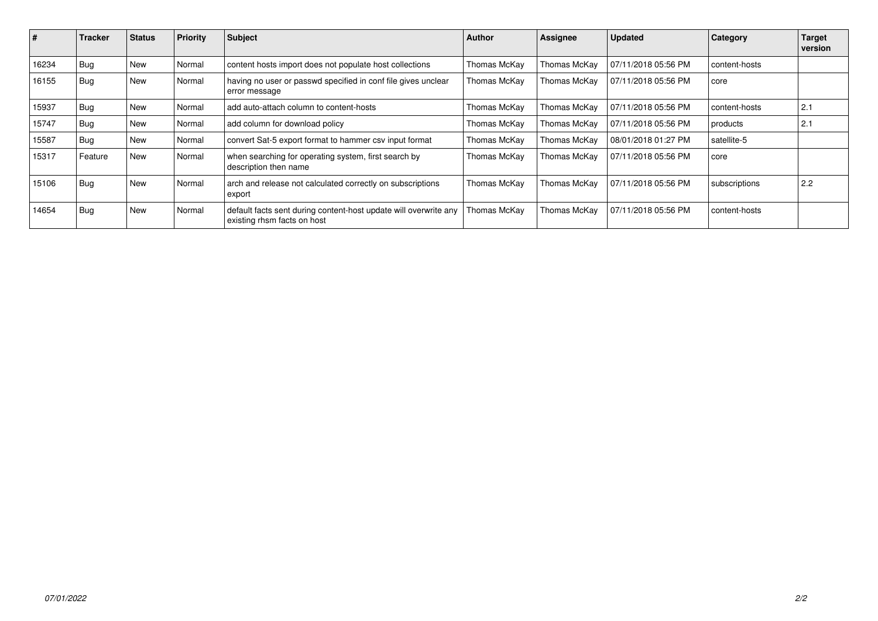| # | Tracker | Status | Priority | Subject | Author | Assignee | Updated | Category | Target version |
|---|---|---|---|---|---|---|---|---|---|
| 16234 | Bug | New | Normal | content hosts import does not populate host collections | Thomas McKay | Thomas McKay | 07/11/2018 05:56 PM | content-hosts | |
| 16155 | Bug | New | Normal | having no user or passwd specified in conf file gives unclear error message | Thomas McKay | Thomas McKay | 07/11/2018 05:56 PM | core | |
| 15937 | Bug | New | Normal | add auto-attach column to content-hosts | Thomas McKay | Thomas McKay | 07/11/2018 05:56 PM | content-hosts | 2.1 |
| 15747 | Bug | New | Normal | add column for download policy | Thomas McKay | Thomas McKay | 07/11/2018 05:56 PM | products | 2.1 |
| 15587 | Bug | New | Normal | convert Sat-5 export format to hammer csv input format | Thomas McKay | Thomas McKay | 08/01/2018 01:27 PM | satellite-5 | |
| 15317 | Feature | New | Normal | when searching for operating system, first search by description then name | Thomas McKay | Thomas McKay | 07/11/2018 05:56 PM | core | |
| 15106 | Bug | New | Normal | arch and release not calculated correctly on subscriptions export | Thomas McKay | Thomas McKay | 07/11/2018 05:56 PM | subscriptions | 2.2 |
| 14654 | Bug | New | Normal | default facts sent during content-host update will overwrite any existing rhsm facts on host | Thomas McKay | Thomas McKay | 07/11/2018 05:56 PM | content-hosts | |